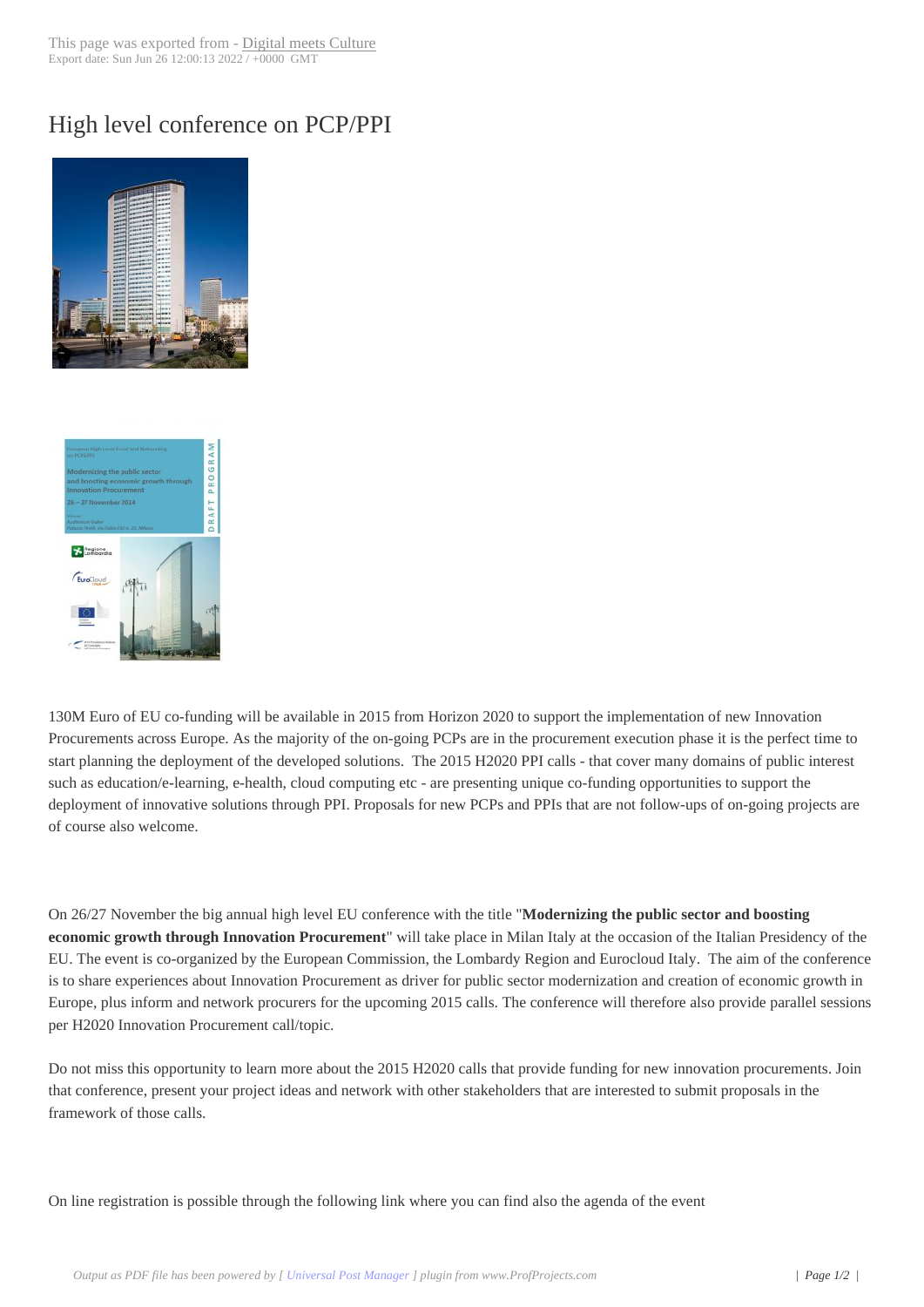# High level conference on PCP/PPI

130M Euro of EU co-funding will be available in 2015 from Horizon 2020 to support the implementation of new Innovation Procurements across Europe. As the majority of the on-going PCPs are in the procurement execution phase it is the perfect time to start planning the deployment of the developed solutions. The 2015 H2020 PPI calls - that cover many domains of public interest such as education/e-learning, e-health, cloud computing etc - are presenting unique co-funding opportunities to support the deployment of innovative solutions through PPI. Proposals for new PCPs and PPIs that are not follow-ups of on-going projects are of course also welcome.

On 26/27 November the big annual high level EU conference with the title "**Modernizing the public sector and boosting economic growth through Innovation Procurement**" will take place in Milan Italy at the occasion of the Italian Presidency of the EU. The event is co-organized by the European Commission, the Lombardy Region and Eurocloud Italy. The aim of the conference is to share experiences about Innovation Procurement as driver for public sector modernization and creation of economic growth in Europe, plus inform and network procurers for the upcoming 2015 calls. The conference will therefore also provide parallel sessions per H2020 Innovation Procurement call/topic.

Do not miss this opportunity to learn more about the 2015 H2020 calls that provide funding for new innovation procurements. Join that conference, present your project ideas and network with other stakeholders that are interested to submit proposals in the framework of those calls.

On line registration is possible through the following link where you can find also the agenda of the event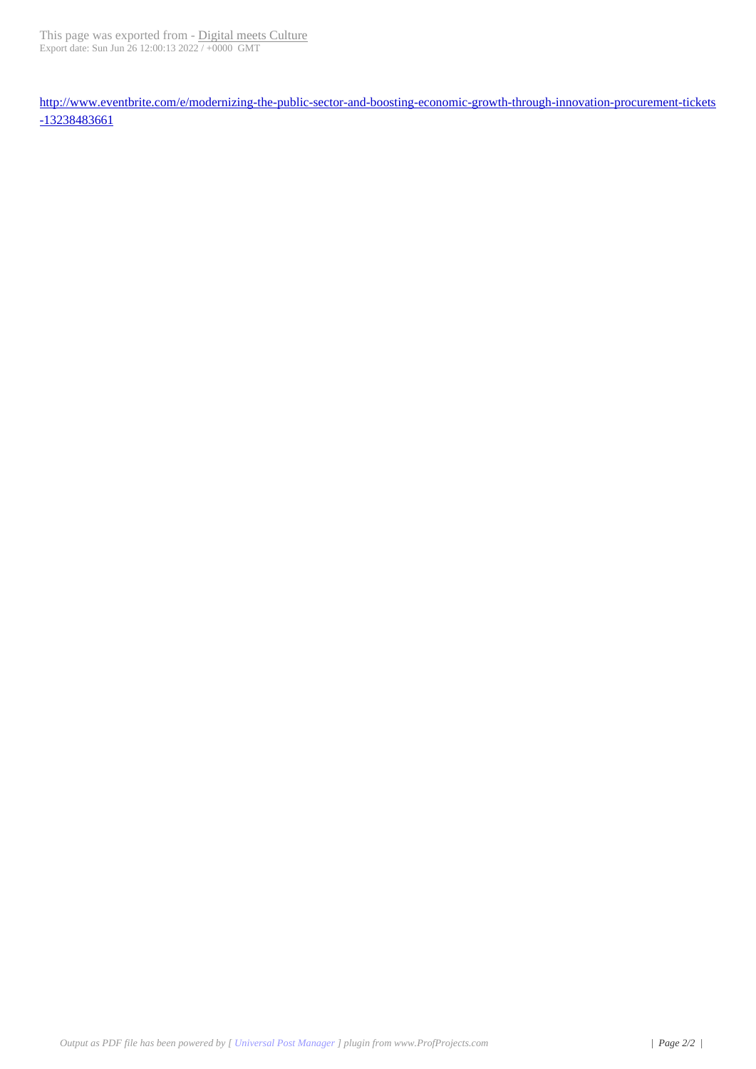http://www.eventbrite.com/e/modernizing-the-public-sector-and-boosting-economic-growth-through-innovation-procurement-tickets-13238483661